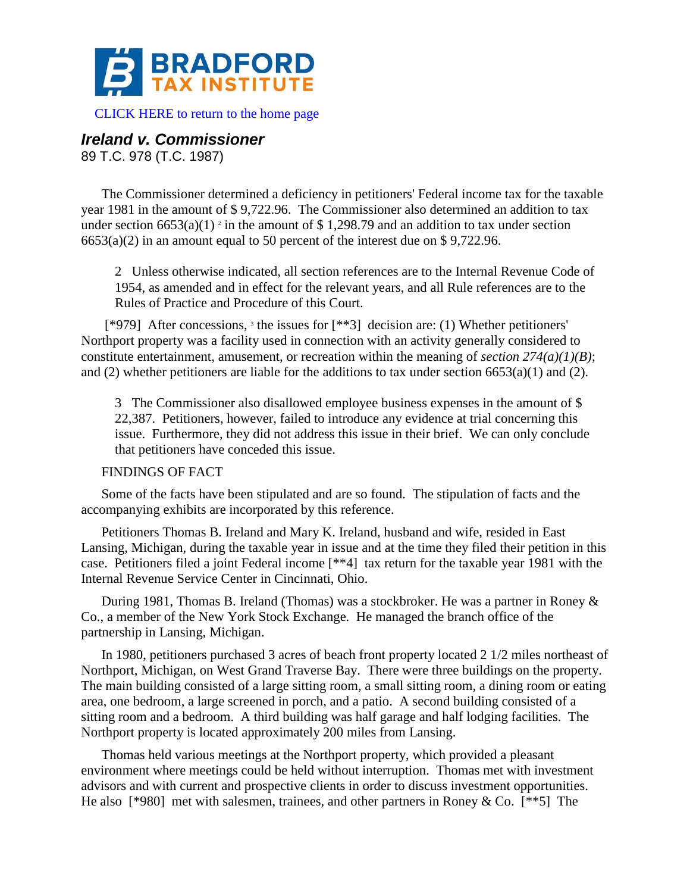# BRADFORD TAX INSTITUTE

CLICK HERE to return to the home page

## *Ireland v. Commissioner*

89 T.C. 978 (T.C. 1987)

The Commissioner determined a deficiency in petitioners' Federal income tax for the taxable year 1981 in the amount of $ 9,722.96. The Commissioner also determined an addition to tax under section 6653(a)(1) [2] in the amount of $ 1,298.79 and an addition to tax under section 6653(a)(2) in an amount equal to 50 percent of the interest due on $ 9,722.96.

> 2 Unless otherwise indicated, all section references are to the Internal Revenue Code of 1954, as amended and in effect for the relevant years, and all Rule references are to the Rules of Practice and Procedure of this Court.

[*979] After concessions, [3] the issues for [**3] decision are: (1) Whether petitioners' Northport property was a facility used in connection with an activity generally considered to constitute entertainment, amusement, or recreation within the meaning of *section 274(a)(1)(B)*; and (2) whether petitioners are liable for the additions to tax under section 6653(a)(1) and (2).

> 3 The Commissioner also disallowed employee business expenses in the amount of $ 22,387. Petitioners, however, failed to introduce any evidence at trial concerning this issue. Furthermore, they did not address this issue in their brief. We can only conclude that petitioners have conceded this issue.

FINDINGS OF FACT

Some of the facts have been stipulated and are so found. The stipulation of facts and the accompanying exhibits are incorporated by this reference.

Petitioners Thomas B. Ireland and Mary K. Ireland, husband and wife, resided in East Lansing, Michigan, during the taxable year in issue and at the time they filed their petition in this case. Petitioners filed a joint Federal income [**4] tax return for the taxable year 1981 with the Internal Revenue Service Center in Cincinnati, Ohio.

During 1981, Thomas B. Ireland (Thomas) was a stockbroker. He was a partner in Roney & Co., a member of the New York Stock Exchange. He managed the branch office of the partnership in Lansing, Michigan.

In 1980, petitioners purchased 3 acres of beach front property located 2 1/2 miles northeast of Northport, Michigan, on West Grand Traverse Bay. There were three buildings on the property. The main building consisted of a large sitting room, a small sitting room, a dining room or eating area, one bedroom, a large screened in porch, and a patio. A second building consisted of a sitting room and a bedroom. A third building was half garage and half lodging facilities. The Northport property is located approximately 200 miles from Lansing.

Thomas held various meetings at the Northport property, which provided a pleasant environment where meetings could be held without interruption. Thomas met with investment advisors and with current and prospective clients in order to discuss investment opportunities. He also [*980] met with salesmen, trainees, and other partners in Roney & Co. [**5] The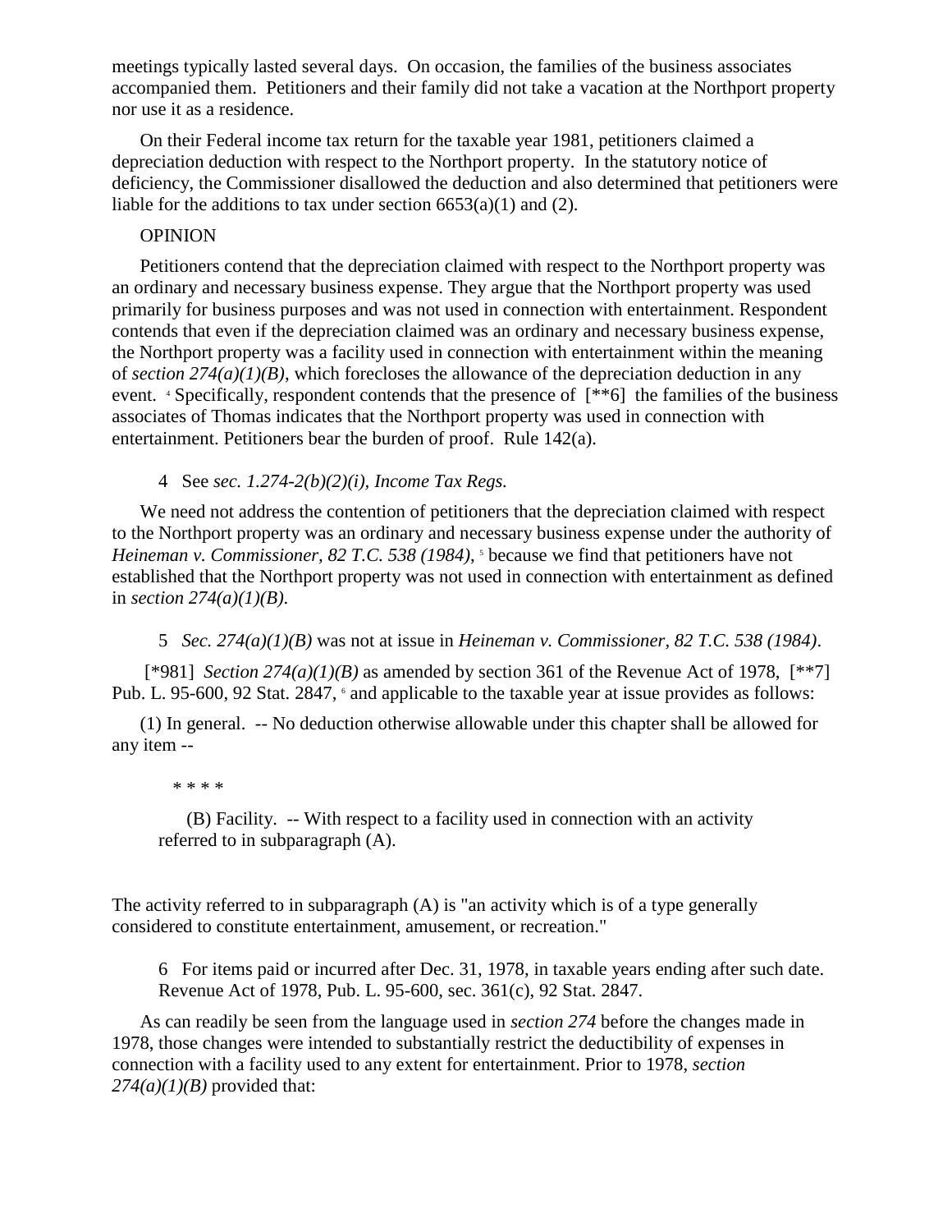meetings typically lasted several days. On occasion, the families of the business associates accompanied them. Petitioners and their family did not take a vacation at the Northport property nor use it as a residence.

On their Federal income tax return for the taxable year 1981, petitioners claimed a depreciation deduction with respect to the Northport property. In the statutory notice of deficiency, the Commissioner disallowed the deduction and also determined that petitioners were liable for the additions to tax under section 6653(a)(1) and (2).

OPINION

Petitioners contend that the depreciation claimed with respect to the Northport property was an ordinary and necessary business expense. They argue that the Northport property was used primarily for business purposes and was not used in connection with entertainment. Respondent contends that even if the depreciation claimed was an ordinary and necessary business expense, the Northport property was a facility used in connection with entertainment within the meaning of *section 274(a)(1)(B)*, which forecloses the allowance of the depreciation deduction in any event. [4] Specifically, respondent contends that the presence of [**6] the families of the business associates of Thomas indicates that the Northport property was used in connection with entertainment. Petitioners bear the burden of proof. Rule 142(a).

4 See *sec. 1.274-2(b)(2)(i), Income Tax Regs.*

We need not address the contention of petitioners that the depreciation claimed with respect to the Northport property was an ordinary and necessary business expense under the authority of *Heineman v. Commissioner, 82 T.C. 538 (1984)*, [5] because we find that petitioners have not established that the Northport property was not used in connection with entertainment as defined in *section 274(a)(1)(B)*.

5 *Sec. 274(a)(1)(B)* was not at issue in *Heineman v. Commissioner, 82 T.C. 538 (1984)*.

[*981] *Section 274(a)(1)(B)* as amended by section 361 of the Revenue Act of 1978, [**7] Pub. L. 95-600, 92 Stat. 2847, [6] and applicable to the taxable year at issue provides as follows:

(1) In general. -- No deduction otherwise allowable under this chapter shall be allowed for any item --

> * * * *
>
> (B) Facility. -- With respect to a facility used in connection with an activity referred to in subparagraph (A).

The activity referred to in subparagraph (A) is "an activity which is of a type generally considered to constitute entertainment, amusement, or recreation."

6 For items paid or incurred after Dec. 31, 1978, in taxable years ending after such date. Revenue Act of 1978, Pub. L. 95-600, sec. 361(c), 92 Stat. 2847.

As can readily be seen from the language used in *section 274* before the changes made in 1978, those changes were intended to substantially restrict the deductibility of expenses in connection with a facility used to any extent for entertainment. Prior to 1978, *section 274(a)(1)(B)* provided that: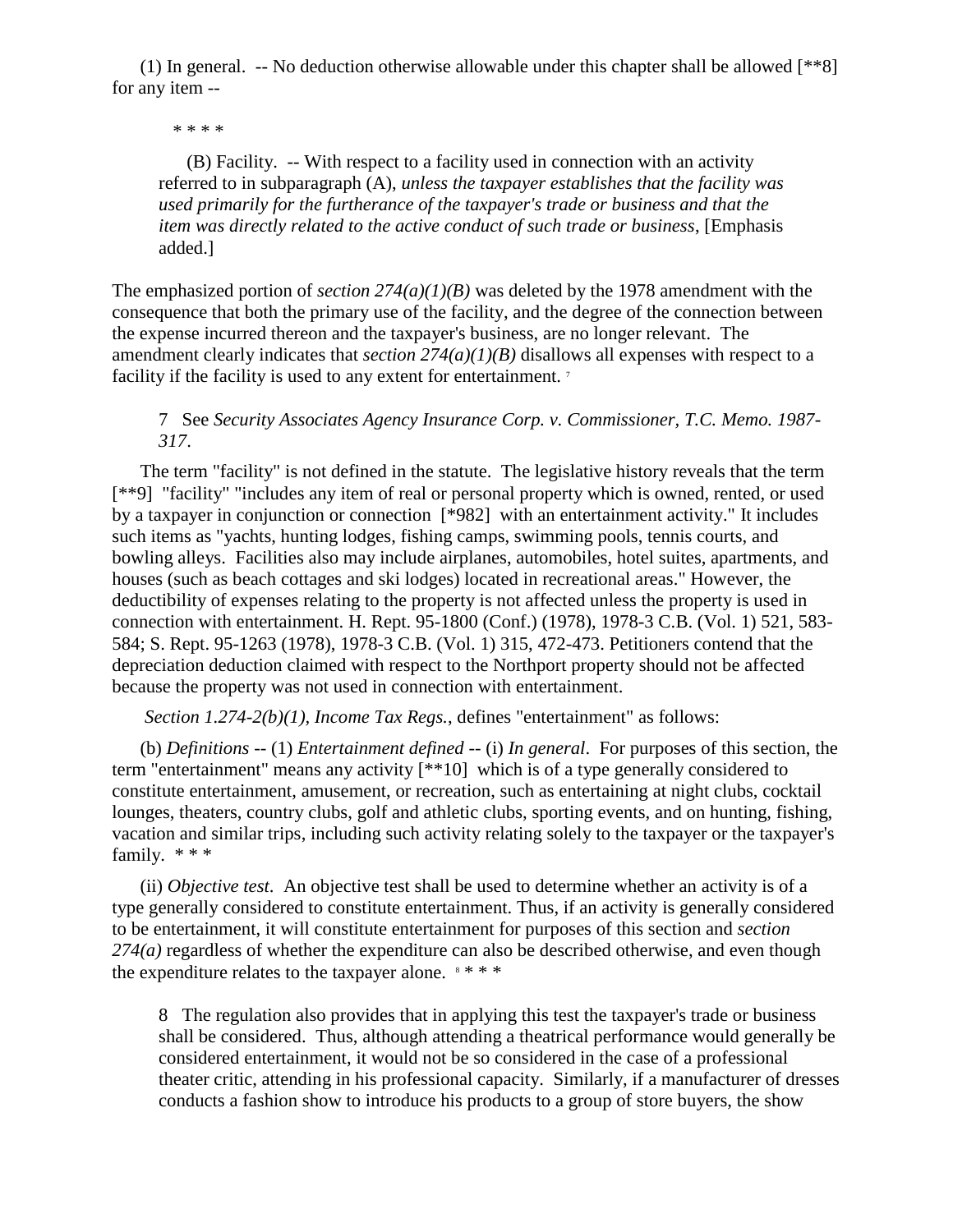(1) In general. -- No deduction otherwise allowable under this chapter shall be allowed [**8] for any item --

> * * * *
>
> (B) Facility. -- With respect to a facility used in connection with an activity referred to in subparagraph (A), *unless the taxpayer establishes that the facility was used primarily for the furtherance of the taxpayer's trade or business and that the item was directly related to the active conduct of such trade or business*, [Emphasis added.]

The emphasized portion of *section 274(a)(1)(B)* was deleted by the 1978 amendment with the consequence that both the primary use of the facility, and the degree of the connection between the expense incurred thereon and the taxpayer's business, are no longer relevant. The amendment clearly indicates that *section 274(a)(1)(B)* disallows all expenses with respect to a facility if the facility is used to any extent for entertainment. [7]

> 7 See *Security Associates Agency Insurance Corp. v. Commissioner, T.C. Memo. 1987-317*.

The term "facility" is not defined in the statute. The legislative history reveals that the term [**9] "facility" "includes any item of real or personal property which is owned, rented, or used by a taxpayer in conjunction or connection [*982] with an entertainment activity." It includes such items as "yachts, hunting lodges, fishing camps, swimming pools, tennis courts, and bowling alleys. Facilities also may include airplanes, automobiles, hotel suites, apartments, and houses (such as beach cottages and ski lodges) located in recreational areas." However, the deductibility of expenses relating to the property is not affected unless the property is used in connection with entertainment. H. Rept. 95-1800 (Conf.) (1978), 1978-3 C.B. (Vol. 1) 521, 583-584; S. Rept. 95-1263 (1978), 1978-3 C.B. (Vol. 1) 315, 472-473. Petitioners contend that the depreciation deduction claimed with respect to the Northport property should not be affected because the property was not used in connection with entertainment.

*Section 1.274-2(b)(1), Income Tax Regs.*, defines "entertainment" as follows:

(b) *Definitions* -- (1) *Entertainment defined* -- (i) *In general*. For purposes of this section, the term "entertainment" means any activity [**10] which is of a type generally considered to constitute entertainment, amusement, or recreation, such as entertaining at night clubs, cocktail lounges, theaters, country clubs, golf and athletic clubs, sporting events, and on hunting, fishing, vacation and similar trips, including such activity relating solely to the taxpayer or the taxpayer's family. * * *

(ii) *Objective test*. An objective test shall be used to determine whether an activity is of a type generally considered to constitute entertainment. Thus, if an activity is generally considered to be entertainment, it will constitute entertainment for purposes of this section and *section 274(a)* regardless of whether the expenditure can also be described otherwise, and even though the expenditure relates to the taxpayer alone. [8] * * *

> 8 The regulation also provides that in applying this test the taxpayer's trade or business shall be considered. Thus, although attending a theatrical performance would generally be considered entertainment, it would not be so considered in the case of a professional theater critic, attending in his professional capacity. Similarly, if a manufacturer of dresses conducts a fashion show to introduce his products to a group of store buyers, the show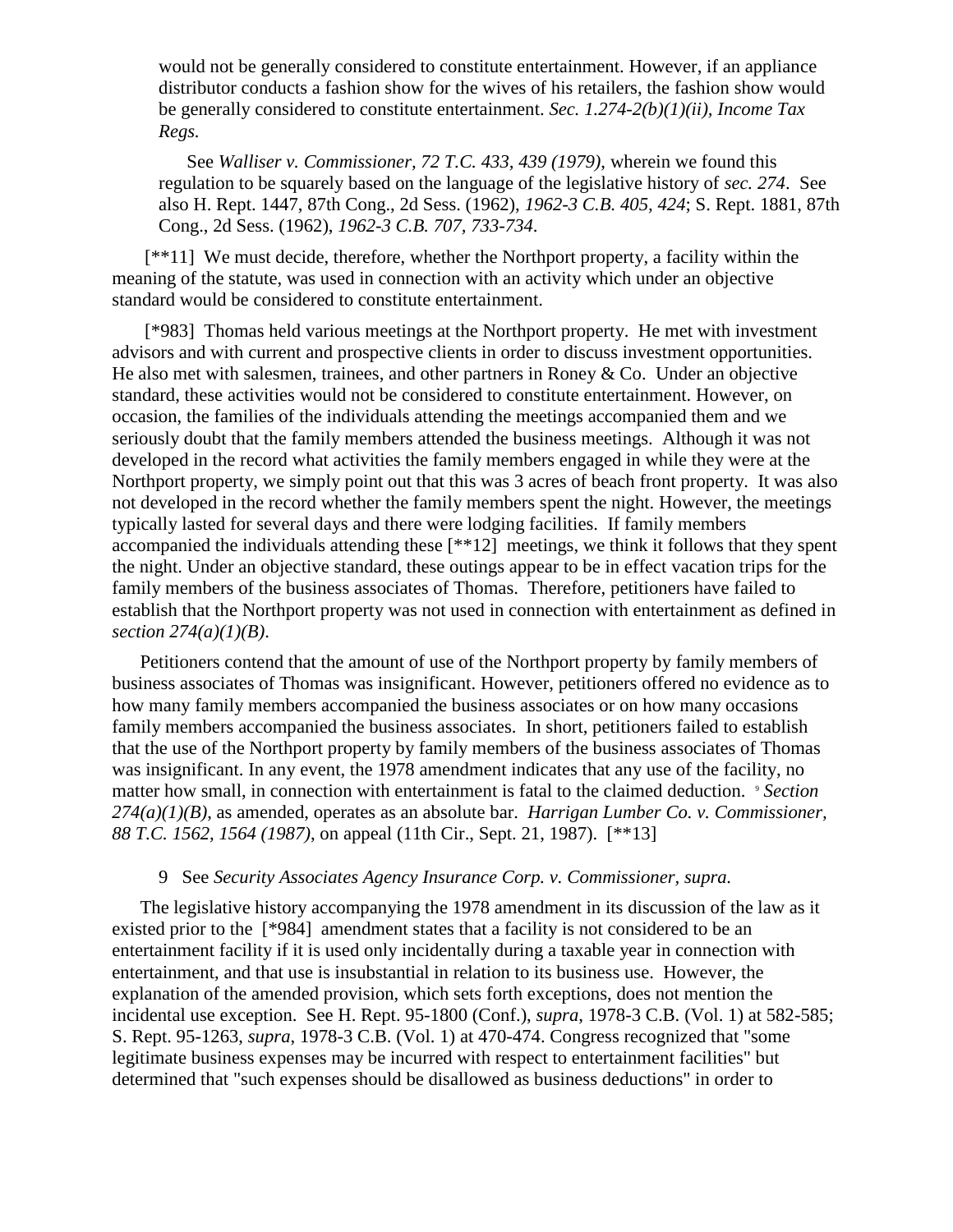> would not be generally considered to constitute entertainment. However, if an appliance distributor conducts a fashion show for the wives of his retailers, the fashion show would be generally considered to constitute entertainment. *Sec. 1.274-2(b)(1)(ii), Income Tax Regs.*
>
> See *Walliser v. Commissioner, 72 T.C. 433, 439 (1979)*, wherein we found this regulation to be squarely based on the language of the legislative history of *sec. 274*. See also H. Rept. 1447, 87th Cong., 2d Sess. (1962), *1962-3 C.B. 405, 424*; S. Rept. 1881, 87th Cong., 2d Sess. (1962), *1962-3 C.B. 707, 733-734*.

[**11] We must decide, therefore, whether the Northport property, a facility within the meaning of the statute, was used in connection with an activity which under an objective standard would be considered to constitute entertainment.

[*983] Thomas held various meetings at the Northport property. He met with investment advisors and with current and prospective clients in order to discuss investment opportunities. He also met with salesmen, trainees, and other partners in Roney & Co. Under an objective standard, these activities would not be considered to constitute entertainment. However, on occasion, the families of the individuals attending the meetings accompanied them and we seriously doubt that the family members attended the business meetings. Although it was not developed in the record what activities the family members engaged in while they were at the Northport property, we simply point out that this was 3 acres of beach front property. It was also not developed in the record whether the family members spent the night. However, the meetings typically lasted for several days and there were lodging facilities. If family members accompanied the individuals attending these [**12] meetings, we think it follows that they spent the night. Under an objective standard, these outings appear to be in effect vacation trips for the family members of the business associates of Thomas. Therefore, petitioners have failed to establish that the Northport property was not used in connection with entertainment as defined in *section 274(a)(1)(B)*.

Petitioners contend that the amount of use of the Northport property by family members of business associates of Thomas was insignificant. However, petitioners offered no evidence as to how many family members accompanied the business associates or on how many occasions family members accompanied the business associates. In short, petitioners failed to establish that the use of the Northport property by family members of the business associates of Thomas was insignificant. In any event, the 1978 amendment indicates that any use of the facility, no matter how small, in connection with entertainment is fatal to the claimed deduction. [9] *Section 274(a)(1)(B)*, as amended, operates as an absolute bar. *Harrigan Lumber Co. v. Commissioner, 88 T.C. 1562, 1564 (1987)*, on appeal (11th Cir., Sept. 21, 1987). [**13]

9 See *Security Associates Agency Insurance Corp. v. Commissioner, supra.*

The legislative history accompanying the 1978 amendment in its discussion of the law as it existed prior to the [*984] amendment states that a facility is not considered to be an entertainment facility if it is used only incidentally during a taxable year in connection with entertainment, and that use is insubstantial in relation to its business use. However, the explanation of the amended provision, which sets forth exceptions, does not mention the incidental use exception. See H. Rept. 95-1800 (Conf.), *supra*, 1978-3 C.B. (Vol. 1) at 582-585; S. Rept. 95-1263, *supra*, 1978-3 C.B. (Vol. 1) at 470-474. Congress recognized that "some legitimate business expenses may be incurred with respect to entertainment facilities" but determined that "such expenses should be disallowed as business deductions" in order to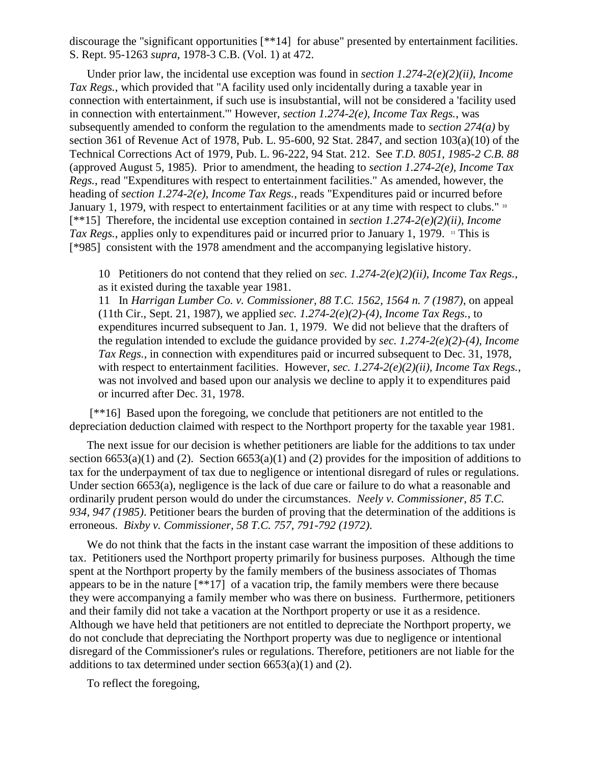discourage the "significant opportunities [**14] for abuse" presented by entertainment facilities. S. Rept. 95-1263 *supra*, 1978-3 C.B. (Vol. 1) at 472.

Under prior law, the incidental use exception was found in *section 1.274-2(e)(2)(ii), Income Tax Regs.*, which provided that "A facility used only incidentally during a taxable year in connection with entertainment, if such use is insubstantial, will not be considered a 'facility used in connection with entertainment.'" However, *section 1.274-2(e), Income Tax Regs.*, was subsequently amended to conform the regulation to the amendments made to *section 274(a)* by section 361 of Revenue Act of 1978, Pub. L. 95-600, 92 Stat. 2847, and section 103(a)(10) of the Technical Corrections Act of 1979, Pub. L. 96-222, 94 Stat. 212. See *T.D. 8051, 1985-2 C.B. 88* (approved August 5, 1985). Prior to amendment, the heading to *section 1.274-2(e), Income Tax Regs.*, read "Expenditures with respect to entertainment facilities." As amended, however, the heading of *section 1.274-2(e), Income Tax Regs.*, reads "Expenditures paid or incurred before January 1, 1979, with respect to entertainment facilities or at any time with respect to clubs." [10] [**15] Therefore, the incidental use exception contained in *section 1.274-2(e)(2)(ii), Income Tax Regs.*, applies only to expenditures paid or incurred prior to January 1, 1979. [11] This is [*985] consistent with the 1978 amendment and the accompanying legislative history.

10 Petitioners do not contend that they relied on *sec. 1.274-2(e)(2)(ii), Income Tax Regs.*, as it existed during the taxable year 1981.

11 In *Harrigan Lumber Co. v. Commissioner, 88 T.C. 1562, 1564 n. 7 (1987)*, on appeal (11th Cir., Sept. 21, 1987), we applied *sec. 1.274-2(e)(2)-(4), Income Tax Regs.*, to expenditures incurred subsequent to Jan. 1, 1979. We did not believe that the drafters of the regulation intended to exclude the guidance provided by *sec. 1.274-2(e)(2)-(4), Income Tax Regs.*, in connection with expenditures paid or incurred subsequent to Dec. 31, 1978, with respect to entertainment facilities. However, *sec. 1.274-2(e)(2)(ii), Income Tax Regs.*, was not involved and based upon our analysis we decline to apply it to expenditures paid or incurred after Dec. 31, 1978.

[**16] Based upon the foregoing, we conclude that petitioners are not entitled to the depreciation deduction claimed with respect to the Northport property for the taxable year 1981.

The next issue for our decision is whether petitioners are liable for the additions to tax under section 6653(a)(1) and (2). Section 6653(a)(1) and (2) provides for the imposition of additions to tax for the underpayment of tax due to negligence or intentional disregard of rules or regulations. Under section 6653(a), negligence is the lack of due care or failure to do what a reasonable and ordinarily prudent person would do under the circumstances. *Neely v. Commissioner, 85 T.C. 934, 947 (1985)*. Petitioner bears the burden of proving that the determination of the additions is erroneous. *Bixby v. Commissioner, 58 T.C. 757, 791-792 (1972)*.

We do not think that the facts in the instant case warrant the imposition of these additions to tax. Petitioners used the Northport property primarily for business purposes. Although the time spent at the Northport property by the family members of the business associates of Thomas appears to be in the nature [**17] of a vacation trip, the family members were there because they were accompanying a family member who was there on business. Furthermore, petitioners and their family did not take a vacation at the Northport property or use it as a residence. Although we have held that petitioners are not entitled to depreciate the Northport property, we do not conclude that depreciating the Northport property was due to negligence or intentional disregard of the Commissioner's rules or regulations. Therefore, petitioners are not liable for the additions to tax determined under section 6653(a)(1) and (2).

To reflect the foregoing,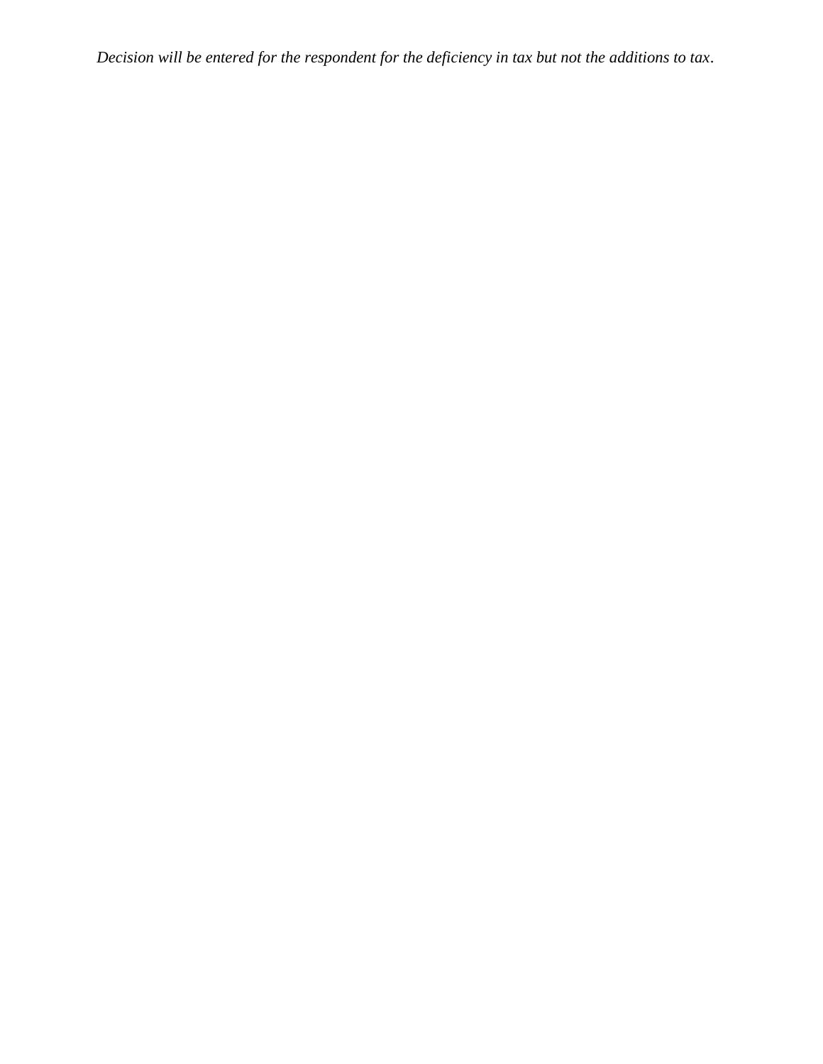*Decision will be entered for the respondent for the deficiency in tax but not the additions to tax*.